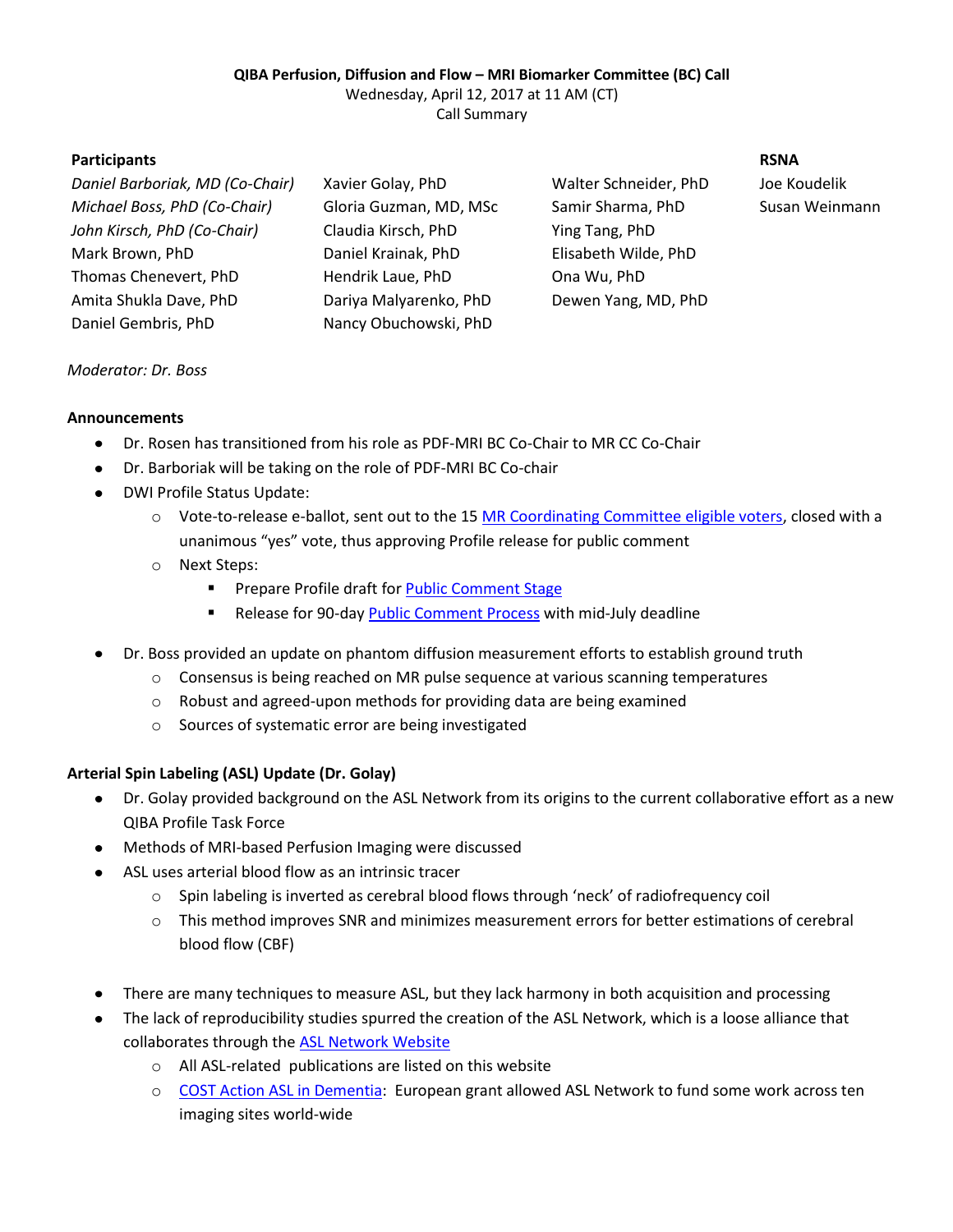**QIBA Perfusion, Diffusion and Flow – MRI Biomarker Committee (BC) Call**

Wednesday, April 12, 2017 at 11 AM (CT)

Call Summary

| **Participants** | | | **RSNA** |
|---|---|---|---|
| *Daniel Barboriak, MD (Co-Chair)* | Xavier Golay, PhD | Walter Schneider, PhD | Joe Koudelik |
| *Michael Boss, PhD (Co-Chair)* | Gloria Guzman, MD, MSc | Samir Sharma, PhD | Susan Weinmann |
| *John Kirsch, PhD (Co-Chair)* | Claudia Kirsch, PhD | Ying Tang, PhD | |
| Mark Brown, PhD | Daniel Krainak, PhD | Elisabeth Wilde, PhD | |
| Thomas Chenevert, PhD | Hendrik Laue, PhD | Ona Wu, PhD | |
| Amita Shukla Dave, PhD | Dariya Malyarenko, PhD | Dewen Yang, MD, PhD | |
| Daniel Gembris, PhD | Nancy Obuchowski, PhD | | |

*Moderator: Dr. Boss*

**Announcements**

- Dr. Rosen has transitioned from his role as PDF-MRI BC Co-Chair to MR CC Co-Chair
- Dr. Barboriak will be taking on the role of PDF-MRI BC Co-chair
- DWI Profile Status Update:
  - Vote-to-release e-ballot, sent out to the 15 MR Coordinating Committee eligible voters, closed with a unanimous "yes" vote, thus approving Profile release for public comment
  - Next Steps:
    - Prepare Profile draft for Public Comment Stage
    - Release for 90-day Public Comment Process with mid-July deadline
- Dr. Boss provided an update on phantom diffusion measurement efforts to establish ground truth
  - Consensus is being reached on MR pulse sequence at various scanning temperatures
  - Robust and agreed-upon methods for providing data are being examined
  - Sources of systematic error are being investigated

**Arterial Spin Labeling (ASL) Update (Dr. Golay)**

- Dr. Golay provided background on the ASL Network from its origins to the current collaborative effort as a new QIBA Profile Task Force
- Methods of MRI-based Perfusion Imaging were discussed
- ASL uses arterial blood flow as an intrinsic tracer
  - Spin labeling is inverted as cerebral blood flows through 'neck' of radiofrequency coil
  - This method improves SNR and minimizes measurement errors for better estimations of cerebral blood flow (CBF)
- There are many techniques to measure ASL, but they lack harmony in both acquisition and processing
- The lack of reproducibility studies spurred the creation of the ASL Network, which is a loose alliance that collaborates through the ASL Network Website
  - All ASL-related publications are listed on this website
  - COST Action ASL in Dementia: European grant allowed ASL Network to fund some work across ten imaging sites world-wide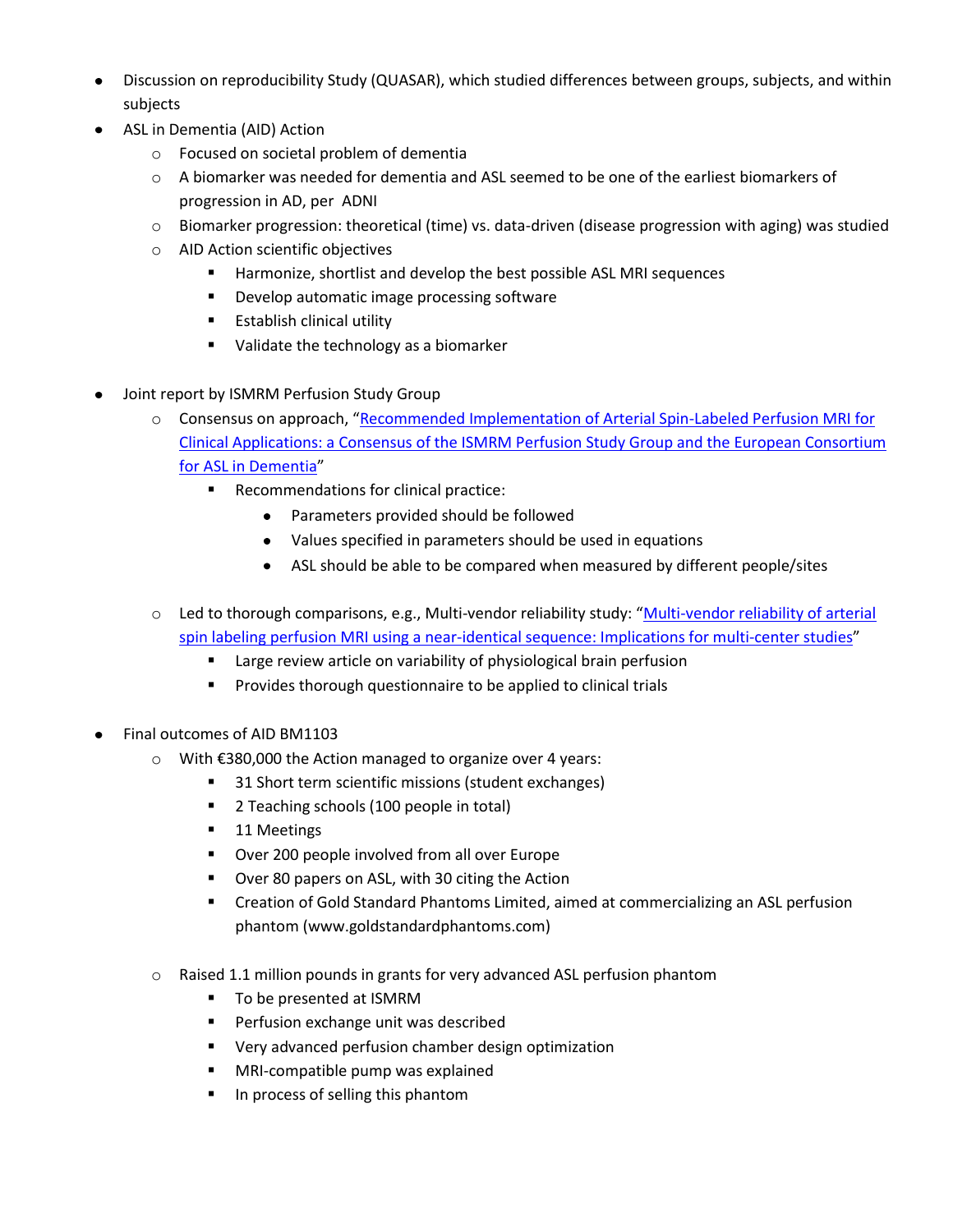- Discussion on reproducibility Study (QUASAR), which studied differences between groups, subjects, and within subjects
- ASL in Dementia (AID) Action
    - Focused on societal problem of dementia
    - A biomarker was needed for dementia and ASL seemed to be one of the earliest biomarkers of progression in AD, per ADNI
    - Biomarker progression: theoretical (time) vs. data-driven (disease progression with aging) was studied
    - AID Action scientific objectives
        - Harmonize, shortlist and develop the best possible ASL MRI sequences
        - Develop automatic image processing software
        - Establish clinical utility
        - Validate the technology as a biomarker

- Joint report by ISMRM Perfusion Study Group
    - Consensus on approach, "Recommended Implementation of Arterial Spin-Labeled Perfusion MRI for Clinical Applications: a Consensus of the ISMRM Perfusion Study Group and the European Consortium for ASL in Dementia"
        - Recommendations for clinical practice:
            - Parameters provided should be followed
            - Values specified in parameters should be used in equations
            - ASL should be able to be compared when measured by different people/sites

    - Led to thorough comparisons, e.g., Multi-vendor reliability study: "Multi-vendor reliability of arterial spin labeling perfusion MRI using a near-identical sequence: Implications for multi-center studies"
        - Large review article on variability of physiological brain perfusion
        - Provides thorough questionnaire to be applied to clinical trials

- Final outcomes of AID BM1103
    - With €380,000 the Action managed to organize over 4 years:
        - 31 Short term scientific missions (student exchanges)
        - 2 Teaching schools (100 people in total)
        - 11 Meetings
        - Over 200 people involved from all over Europe
        - Over 80 papers on ASL, with 30 citing the Action
        - Creation of Gold Standard Phantoms Limited, aimed at commercializing an ASL perfusion phantom (www.goldstandardphantoms.com)

    - Raised 1.1 million pounds in grants for very advanced ASL perfusion phantom
        - To be presented at ISMRM
        - Perfusion exchange unit was described
        - Very advanced perfusion chamber design optimization
        - MRI-compatible pump was explained
        - In process of selling this phantom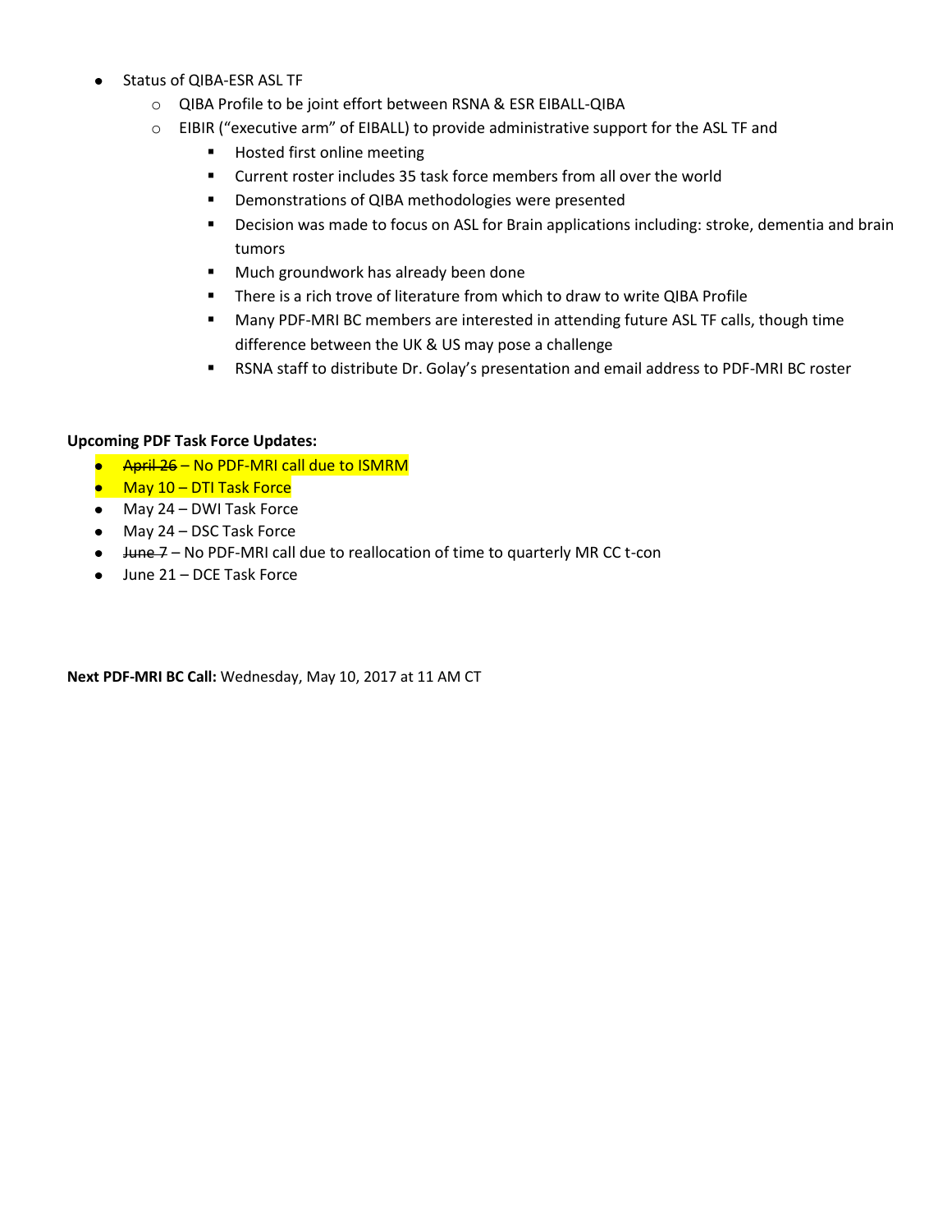- Status of QIBA-ESR ASL TF
    - QIBA Profile to be joint effort between RSNA & ESR EIBALL-QIBA
    - EIBIR ("executive arm" of EIBALL) to provide administrative support for the ASL TF and
        - Hosted first online meeting
        - Current roster includes 35 task force members from all over the world
        - Demonstrations of QIBA methodologies were presented
        - Decision was made to focus on ASL for Brain applications including: stroke, dementia and brain tumors
        - Much groundwork has already been done
        - There is a rich trove of literature from which to draw to write QIBA Profile
        - Many PDF-MRI BC members are interested in attending future ASL TF calls, though time difference between the UK & US may pose a challenge
        - RSNA staff to distribute Dr. Golay's presentation and email address to PDF-MRI BC roster

**Upcoming PDF Task Force Updates:**

- ~~April 26~~ – No PDF-MRI call due to ISMRM
- May 10 – DTI Task Force
- May 24 – DWI Task Force
- May 24 – DSC Task Force
- ~~June 7~~ – No PDF-MRI call due to reallocation of time to quarterly MR CC t-con
- June 21 – DCE Task Force

**Next PDF-MRI BC Call:** Wednesday, May 10, 2017 at 11 AM CT